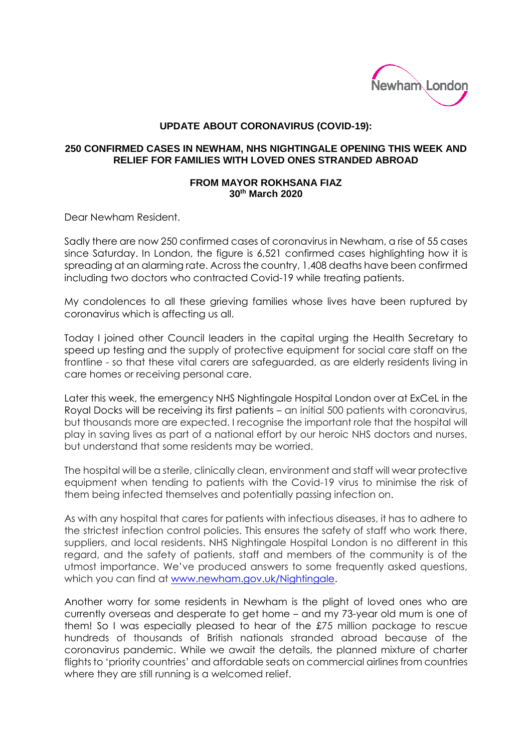Newham London

**UPDATE ABOUT CORONAVIRUS (COVID-19):**

**250 CONFIRMED CASES IN NEWHAM, NHS NIGHTINGALE OPENING THIS WEEK AND RELIEF FOR FAMILIES WITH LOVED ONES STRANDED ABROAD**

**FROM MAYOR ROKHSANA FIAZ**
**30th March 2020**

Dear Newham Resident.

Sadly there are now 250 confirmed cases of coronavirus in Newham, a rise of 55 cases since Saturday. In London, the figure is 6,521 confirmed cases highlighting how it is spreading at an alarming rate. Across the country, 1,408 deaths have been confirmed including two doctors who contracted Covid-19 while treating patients.

My condolences to all these grieving families whose lives have been ruptured by coronavirus which is affecting us all.

Today I joined other Council leaders in the capital urging the Health Secretary to speed up testing and the supply of protective equipment for social care staff on the frontline - so that these vital carers are safeguarded, as are elderly residents living in care homes or receiving personal care.

Later this week, the emergency NHS Nightingale Hospital London over at ExCeL in the Royal Docks will be receiving its first patients – an initial 500 patients with coronavirus, but thousands more are expected. I recognise the important role that the hospital will play in saving lives as part of a national effort by our heroic NHS doctors and nurses, but understand that some residents may be worried.

The hospital will be a sterile, clinically clean, environment and staff will wear protective equipment when tending to patients with the Covid-19 virus to minimise the risk of them being infected themselves and potentially passing infection on.

As with any hospital that cares for patients with infectious diseases, it has to adhere to the strictest infection control policies. This ensures the safety of staff who work there, suppliers, and local residents. NHS Nightingale Hospital London is no different in this regard, and the safety of patients, staff and members of the community is of the utmost importance. We've produced answers to some frequently asked questions, which you can find at [www.newham.gov.uk/Nightingale](http://www.newham.gov.uk/Nightingale).

Another worry for some residents in Newham is the plight of loved ones who are currently overseas and desperate to get home – and my 73-year old mum is one of them! So I was especially pleased to hear of the £75 million package to rescue hundreds of thousands of British nationals stranded abroad because of the coronavirus pandemic. While we await the details, the planned mixture of charter flights to 'priority countries' and affordable seats on commercial airlines from countries where they are still running is a welcomed relief.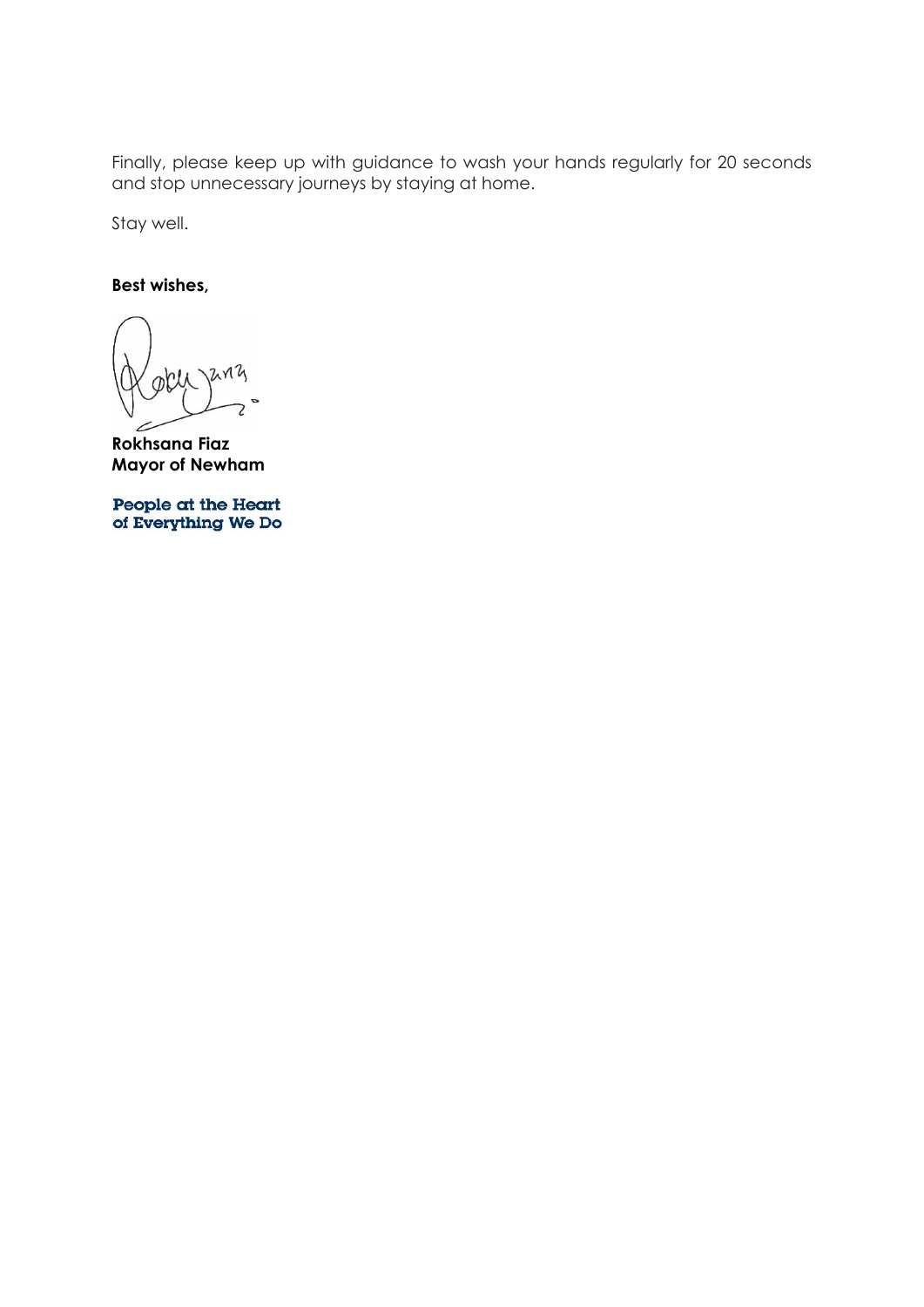Finally, please keep up with guidance to wash your hands regularly for 20 seconds and stop unnecessary journeys by staying at home.

Stay well.

**Best wishes,**

**Rokhsana Fiaz**
**Mayor of Newham**

**People at the Heart of Everything We Do**